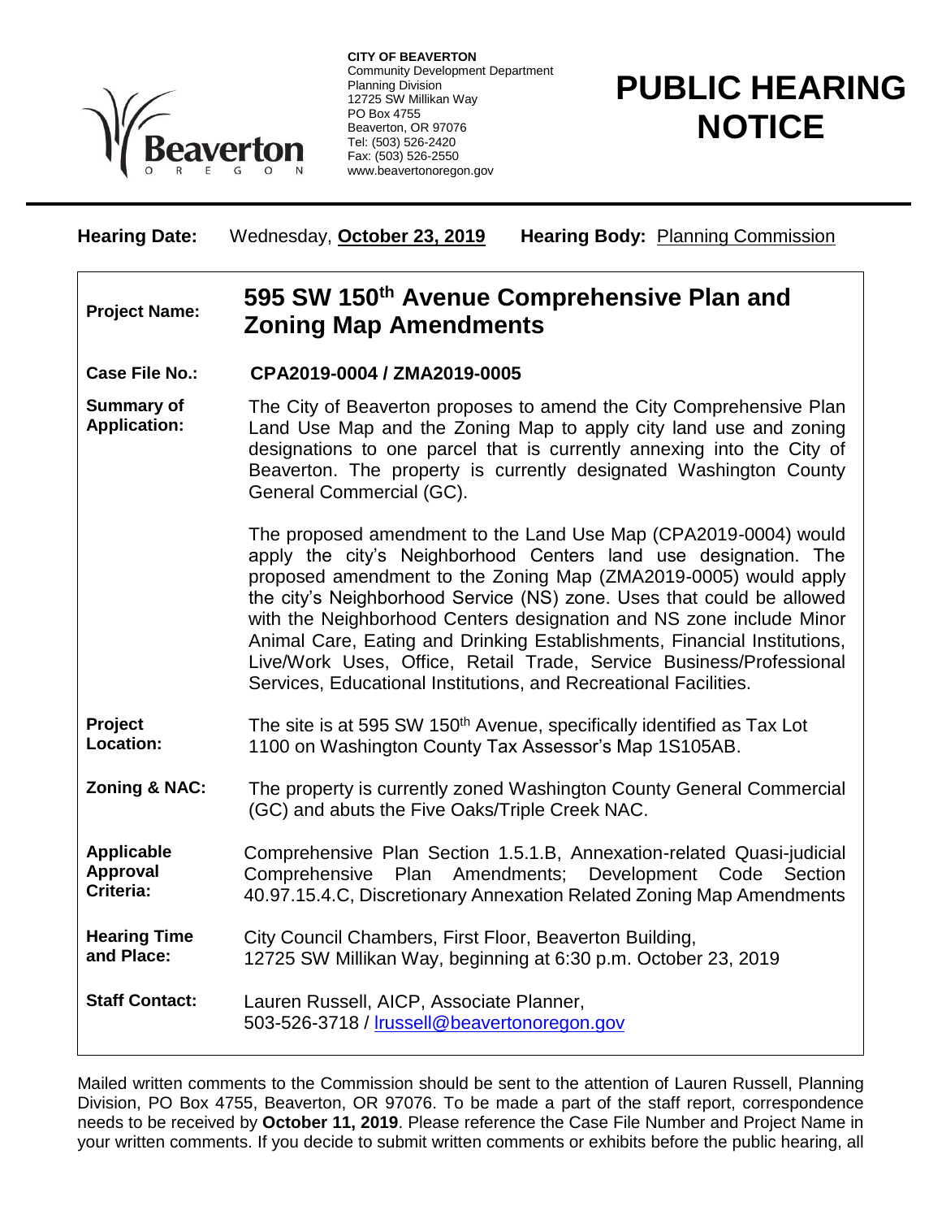**CITY OF BEAVERTON**
Community Development Department
Planning Division
12725 SW Millikan Way
PO Box 4755
Beaverton, OR 97076
Tel: (503) 526-2420
Fax: (503) 526-2550
www.beavertonoregon.gov

# PUBLIC HEARING NOTICE

**Hearing Date:** Wednesday, **October 23, 2019** **Hearing Body:** Planning Commission

| | |
|---|---|
| **Project Name:** | **595 SW 150th Avenue Comprehensive Plan and Zoning Map Amendments** |
| **Case File No.:** | **CPA2019-0004 / ZMA2019-0005** |
| **Summary of Application:** | The City of Beaverton proposes to amend the City Comprehensive Plan Land Use Map and the Zoning Map to apply city land use and zoning designations to one parcel that is currently annexing into the City of Beaverton. The property is currently designated Washington County General Commercial (GC).<br><br>The proposed amendment to the Land Use Map (CPA2019-0004) would apply the city's Neighborhood Centers land use designation. The proposed amendment to the Zoning Map (ZMA2019-0005) would apply the city's Neighborhood Service (NS) zone. Uses that could be allowed with the Neighborhood Centers designation and NS zone include Minor Animal Care, Eating and Drinking Establishments, Financial Institutions, Live/Work Uses, Office, Retail Trade, Service Business/Professional Services, Educational Institutions, and Recreational Facilities. |
| **Project Location:** | The site is at 595 SW 150th Avenue, specifically identified as Tax Lot 1100 on Washington County Tax Assessor's Map 1S105AB. |
| **Zoning & NAC:** | The property is currently zoned Washington County General Commercial (GC) and abuts the Five Oaks/Triple Creek NAC. |
| **Applicable Approval Criteria:** | Comprehensive Plan Section 1.5.1.B, Annexation-related Quasi-judicial Comprehensive Plan Amendments; Development Code Section 40.97.15.4.C, Discretionary Annexation Related Zoning Map Amendments |
| **Hearing Time and Place:** | City Council Chambers, First Floor, Beaverton Building, 12725 SW Millikan Way, beginning at 6:30 p.m. October 23, 2019 |
| **Staff Contact:** | Lauren Russell, AICP, Associate Planner, 503-526-3718 / lrussell@beavertonoregon.gov |

Mailed written comments to the Commission should be sent to the attention of Lauren Russell, Planning Division, PO Box 4755, Beaverton, OR 97076. To be made a part of the staff report, correspondence needs to be received by **October 11, 2019**. Please reference the Case File Number and Project Name in your written comments. If you decide to submit written comments or exhibits before the public hearing, all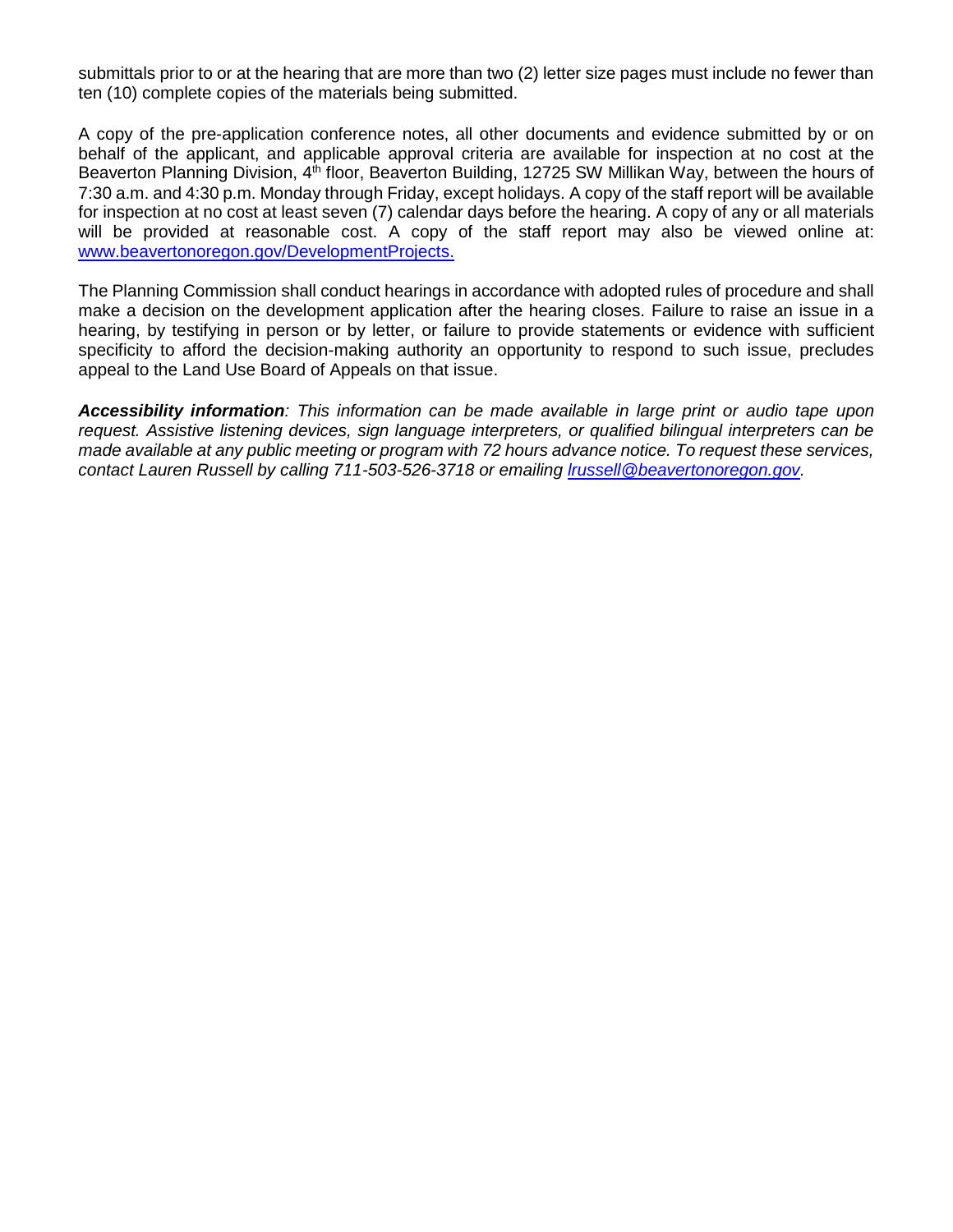submittals prior to or at the hearing that are more than two (2) letter size pages must include no fewer than ten (10) complete copies of the materials being submitted.

A copy of the pre-application conference notes, all other documents and evidence submitted by or on behalf of the applicant, and applicable approval criteria are available for inspection at no cost at the Beaverton Planning Division, 4th floor, Beaverton Building, 12725 SW Millikan Way, between the hours of 7:30 a.m. and 4:30 p.m. Monday through Friday, except holidays. A copy of the staff report will be available for inspection at no cost at least seven (7) calendar days before the hearing. A copy of any or all materials will be provided at reasonable cost. A copy of the staff report may also be viewed online at: www.beavertonoregon.gov/DevelopmentProjects.

The Planning Commission shall conduct hearings in accordance with adopted rules of procedure and shall make a decision on the development application after the hearing closes. Failure to raise an issue in a hearing, by testifying in person or by letter, or failure to provide statements or evidence with sufficient specificity to afford the decision-making authority an opportunity to respond to such issue, precludes appeal to the Land Use Board of Appeals on that issue.

***Accessibility information****: This information can be made available in large print or audio tape upon request. Assistive listening devices, sign language interpreters, or qualified bilingual interpreters can be made available at any public meeting or program with 72 hours advance notice. To request these services, contact Lauren Russell by calling 711-503-526-3718 or emailing lrussell@beavertonoregon.gov.*